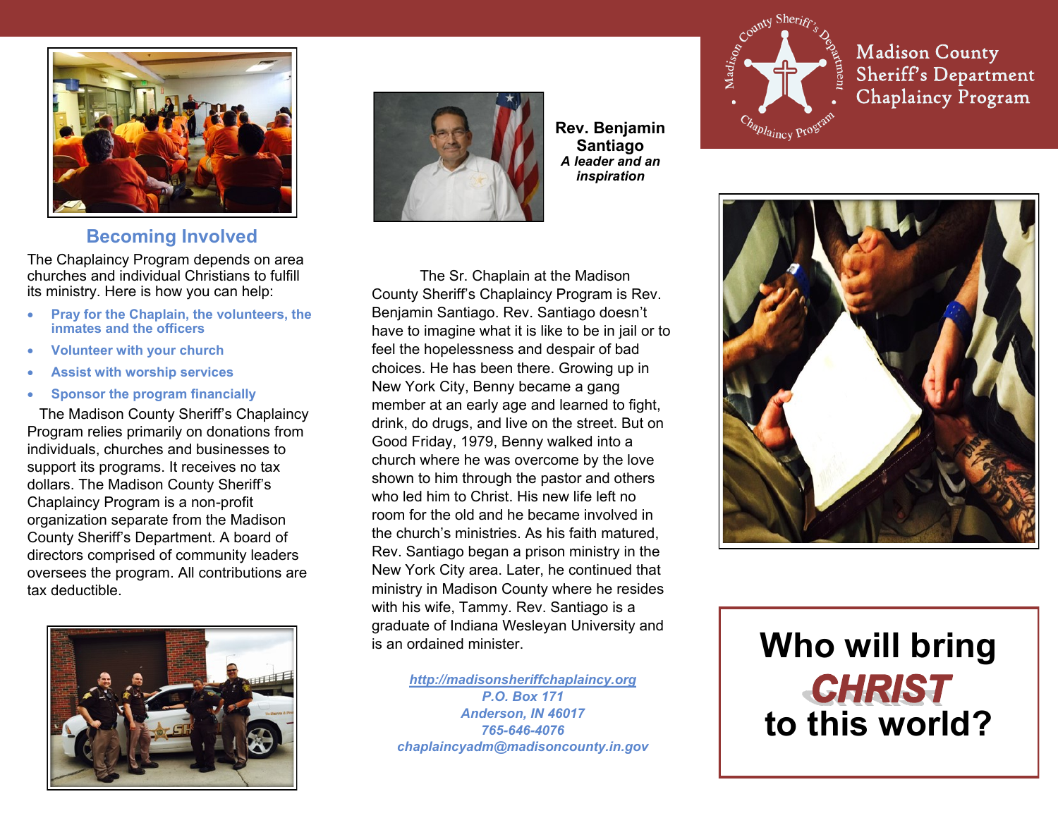# Madison County Sheriff's Department Chaplaincy Program

## Becoming Involved

The Chaplaincy Program depends on area churches and individual Christians to fulfill its ministry. Here is how you can help:

- **Pray for the Chaplain, the volunteers, the inmates and the officers**
- **Volunteer with your church**
- **Assist with worship services**
- **Sponsor the program financially**

The Madison County Sheriff's Chaplaincy Program relies primarily on donations from individuals, churches and businesses to support its programs. It receives no tax dollars. The Madison County Sheriff's Chaplaincy Program is a non-profit organization separate from the Madison County Sheriff's Department. A board of directors comprised of community leaders oversees the program. All contributions are tax deductible.

**Rev. Benjamin Santiago**
***A leader and an inspiration***

The Sr. Chaplain at the Madison County Sheriff's Chaplaincy Program is Rev. Benjamin Santiago. Rev. Santiago doesn't have to imagine what it is like to be in jail or to feel the hopelessness and despair of bad choices. He has been there. Growing up in New York City, Benny became a gang member at an early age and learned to fight, drink, do drugs, and live on the street. But on Good Friday, 1979, Benny walked into a church where he was overcome by the love shown to him through the pastor and others who led him to Christ. His new life left no room for the old and he became involved in the church's ministries. As his faith matured, Rev. Santiago began a prison ministry in the New York City area. Later, he continued that ministry in Madison County where he resides with his wife, Tammy. Rev. Santiago is a graduate of Indiana Wesleyan University and is an ordained minister.

*http://madisonsheriffchaplaincy.org*
*P.O. Box 171*
*Anderson, IN 46017*
*765-646-4076*
*chaplaincyadm@madisoncounty.in.gov*

**Who will bring *CHRIST* to this world?**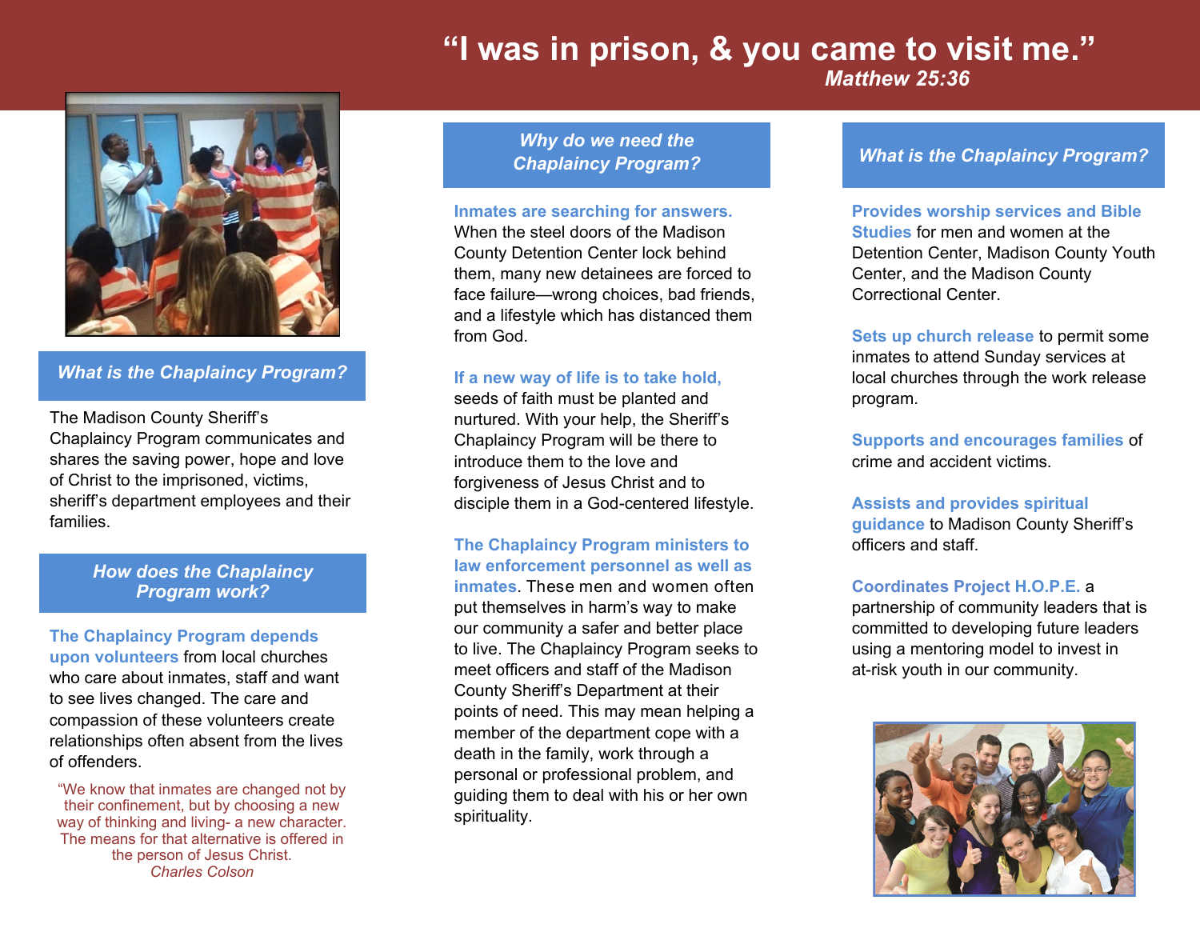# “I was in prison, & you came to visit me.”

*Matthew 25:36*

## *What is the Chaplaincy Program?*

The Madison County Sheriff’s Chaplaincy Program communicates and shares the saving power, hope and love of Christ to the imprisoned, victims, sheriff’s department employees and their families.

## *How does the Chaplaincy Program work?*

**The Chaplaincy Program depends upon volunteers** from local churches who care about inmates, staff and want to see lives changed. The care and compassion of these volunteers create relationships often absent from the lives of offenders.

“We know that inmates are changed not by their confinement, but by choosing a new way of thinking and living- a new character. The means for that alternative is offered in the person of Jesus Christ.
*Charles Colson*

## *Why do we need the Chaplaincy Program?*

**Inmates are searching for answers.** When the steel doors of the Madison County Detention Center lock behind them, many new detainees are forced to face failure—wrong choices, bad friends, and a lifestyle which has distanced them from God.

**If a new way of life is to take hold,** seeds of faith must be planted and nurtured. With your help, the Sheriff’s Chaplaincy Program will be there to introduce them to the love and forgiveness of Jesus Christ and to disciple them in a God-centered lifestyle.

**The Chaplaincy Program ministers to law enforcement personnel as well as inmates**. These men and women often put themselves in harm’s way to make our community a safer and better place to live. The Chaplaincy Program seeks to meet officers and staff of the Madison County Sheriff’s Department at their points of need. This may mean helping a member of the department cope with a death in the family, work through a personal or professional problem, and guiding them to deal with his or her own spirituality.

## *What is the Chaplaincy Program?*

**Provides worship services and Bible Studies** for men and women at the Detention Center, Madison County Youth Center, and the Madison County Correctional Center.

**Sets up church release** to permit some inmates to attend Sunday services at local churches through the work release program.

**Supports and encourages families** of crime and accident victims.

**Assists and provides spiritual guidance** to Madison County Sheriff’s officers and staff.

**Coordinates Project H.O.P.E.** a partnership of community leaders that is committed to developing future leaders using a mentoring model to invest in at-risk youth in our community.